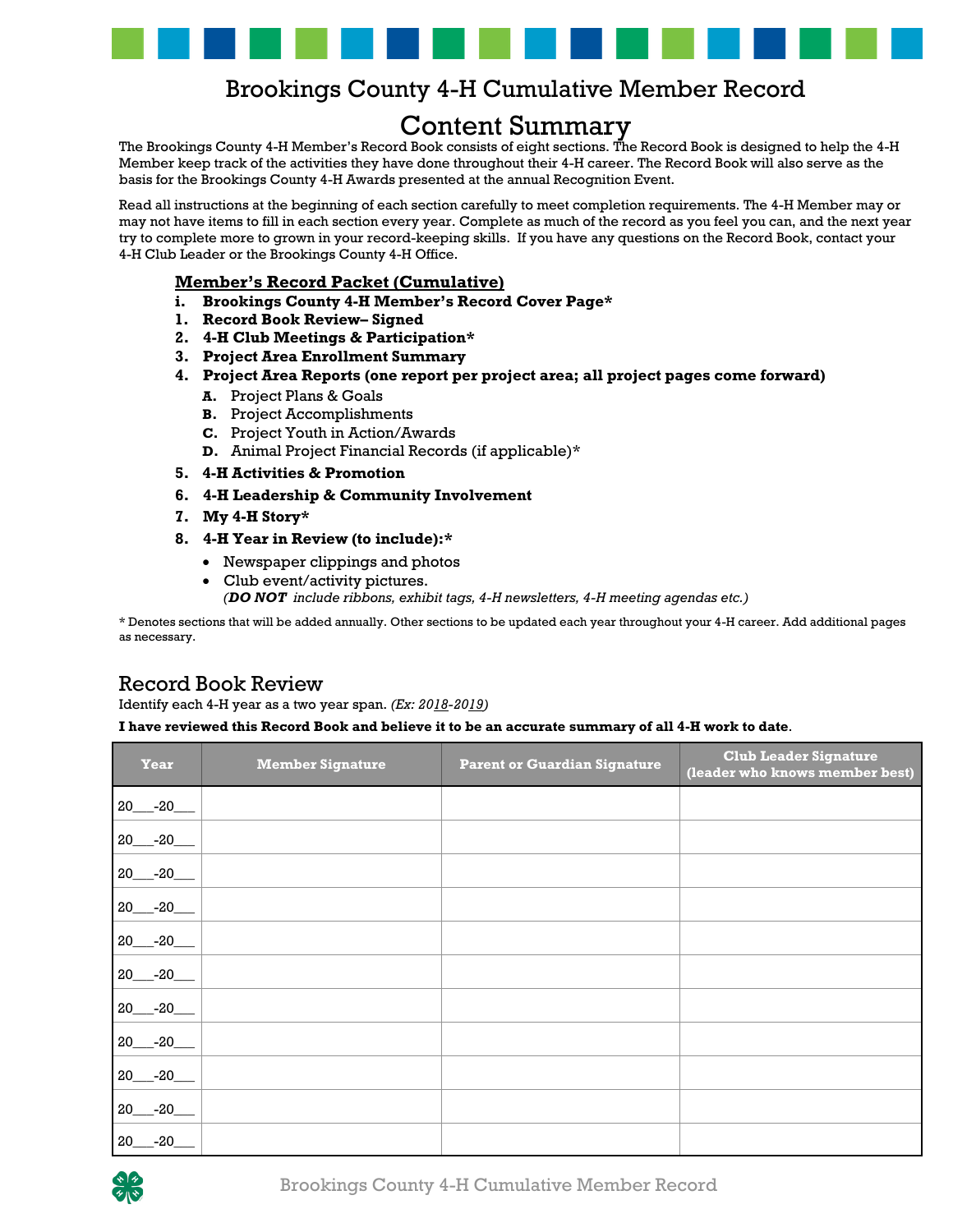# Brookings County 4-H Cumulative Member Record

# Content Summary

The Brookings County 4-H Member's Record Book consists of eight sections. The Record Book is designed to help the 4-H Member keep track of the activities they have done throughout their 4-H career. The Record Book will also serve as the basis for the Brookings County 4-H Awards presented at the annual Recognition Event.

Read all instructions at the beginning of each section carefully to meet completion requirements. The 4-H Member may or may not have items to fill in each section every year. Complete as much of the record as you feel you can, and the next year try to complete more to grown in your record-keeping skills. If you have any questions on the Record Book, contact your 4-H Club Leader or the Brookings County 4-H Office.

**Member's Record Packet (Cumulative)**

- **i. Brookings County 4-H Member's Record Cover Page***
- **1. Record Book Review– Signed**
- **2. 4-H Club Meetings & Participation***
- **3. Project Area Enrollment Summary**
- **4. Project Area Reports (one report per project area; all project pages come forward)**
  - **A.** Project Plans & Goals
  - **B.** Project Accomplishments
  - **C.** Project Youth in Action/Awards
  - **D.** Animal Project Financial Records (if applicable)*
- **5. 4-H Activities & Promotion**
- **6. 4-H Leadership & Community Involvement**
- **7. My 4-H Story***
- **8. 4-H Year in Review (to include):***
  - Newspaper clippings and photos
  - Club event/activity pictures.
    *(**DO NOT** include ribbons, exhibit tags, 4-H newsletters, 4-H meeting agendas etc.)*

\* Denotes sections that will be added annually. Other sections to be updated each year throughout your 4-H career. Add additional pages as necessary.

## Record Book Review

Identify each 4-H year as a two year span. *(Ex: 2018-2019)*

**I have reviewed this Record Book and believe it to be an accurate summary of all 4-H work to date.**

| Year | Member Signature | Parent or Guardian Signature | Club Leader Signature (leader who knows member best) |
|---|---|---|---|
| 20___-20___ | | | |
| 20___-20___ | | | |
| 20___-20___ | | | |
| 20___-20___ | | | |
| 20___-20___ | | | |
| 20___-20___ | | | |
| 20___-20___ | | | |
| 20___-20___ | | | |
| 20___-20___ | | | |
| 20___-20___ | | | |
| 20___-20___ | | | |